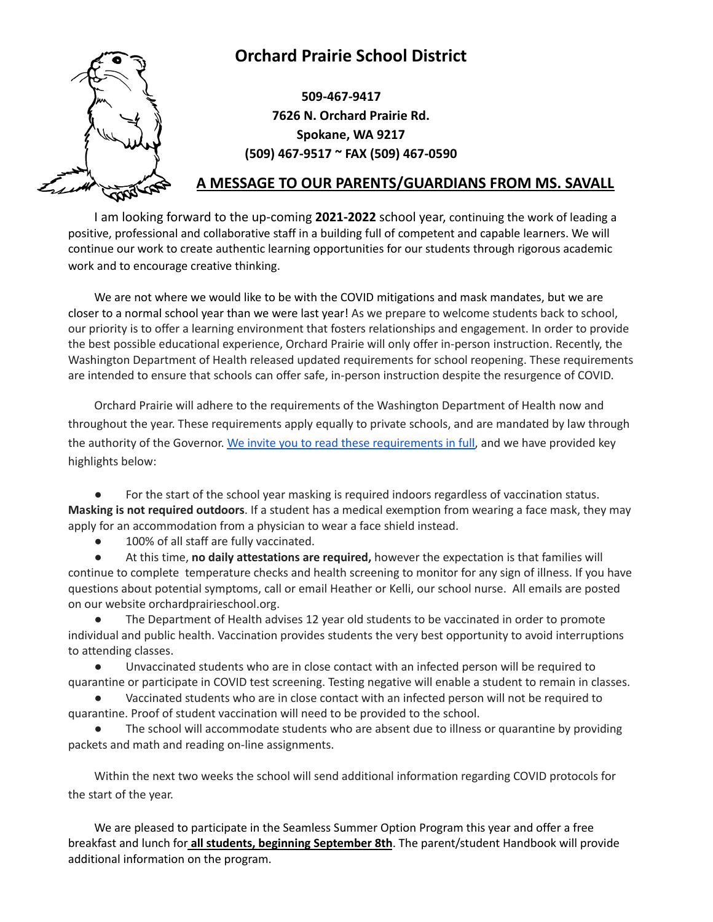# Orchard Prairie School District

**509-467-9417**
**7626 N. Orchard Prairie Rd.**
**Spokane, WA 9217**
**(509) 467-9517 ~ FAX (509) 467-0590**

## A MESSAGE TO OUR PARENTS/GUARDIANS FROM MS. SAVALL

I am looking forward to the up-coming **2021-2022** school year, continuing the work of leading a positive, professional and collaborative staff in a building full of competent and capable learners. We will continue our work to create authentic learning opportunities for our students through rigorous academic work and to encourage creative thinking.

We are not where we would like to be with the COVID mitigations and mask mandates, but we are closer to a normal school year than we were last year! As we prepare to welcome students back to school, our priority is to offer a learning environment that fosters relationships and engagement. In order to provide the best possible educational experience, Orchard Prairie will only offer in-person instruction. Recently, the Washington Department of Health released updated requirements for school reopening. These requirements are intended to ensure that schools can offer safe, in-person instruction despite the resurgence of COVID.

Orchard Prairie will adhere to the requirements of the Washington Department of Health now and throughout the year. These requirements apply equally to private schools, and are mandated by law through the authority of the Governor. We invite you to read these requirements in full, and we have provided key highlights below:

- For the start of the school year masking is required indoors regardless of vaccination status. **Masking is not required outdoors**. If a student has a medical exemption from wearing a face mask, they may apply for an accommodation from a physician to wear a face shield instead.
- 100% of all staff are fully vaccinated.
- At this time, **no daily attestations are required,** however the expectation is that families will continue to complete temperature checks and health screening to monitor for any sign of illness. If you have questions about potential symptoms, call or email Heather or Kelli, our school nurse. All emails are posted on our website orchardprairieschool.org.
- The Department of Health advises 12 year old students to be vaccinated in order to promote individual and public health. Vaccination provides students the very best opportunity to avoid interruptions to attending classes.
- Unvaccinated students who are in close contact with an infected person will be required to quarantine or participate in COVID test screening. Testing negative will enable a student to remain in classes.
- Vaccinated students who are in close contact with an infected person will not be required to quarantine. Proof of student vaccination will need to be provided to the school.
- The school will accommodate students who are absent due to illness or quarantine by providing packets and math and reading on-line assignments.

Within the next two weeks the school will send additional information regarding COVID protocols for the start of the year.

We are pleased to participate in the Seamless Summer Option Program this year and offer a free breakfast and lunch for **all students, beginning September 8th**. The parent/student Handbook will provide additional information on the program.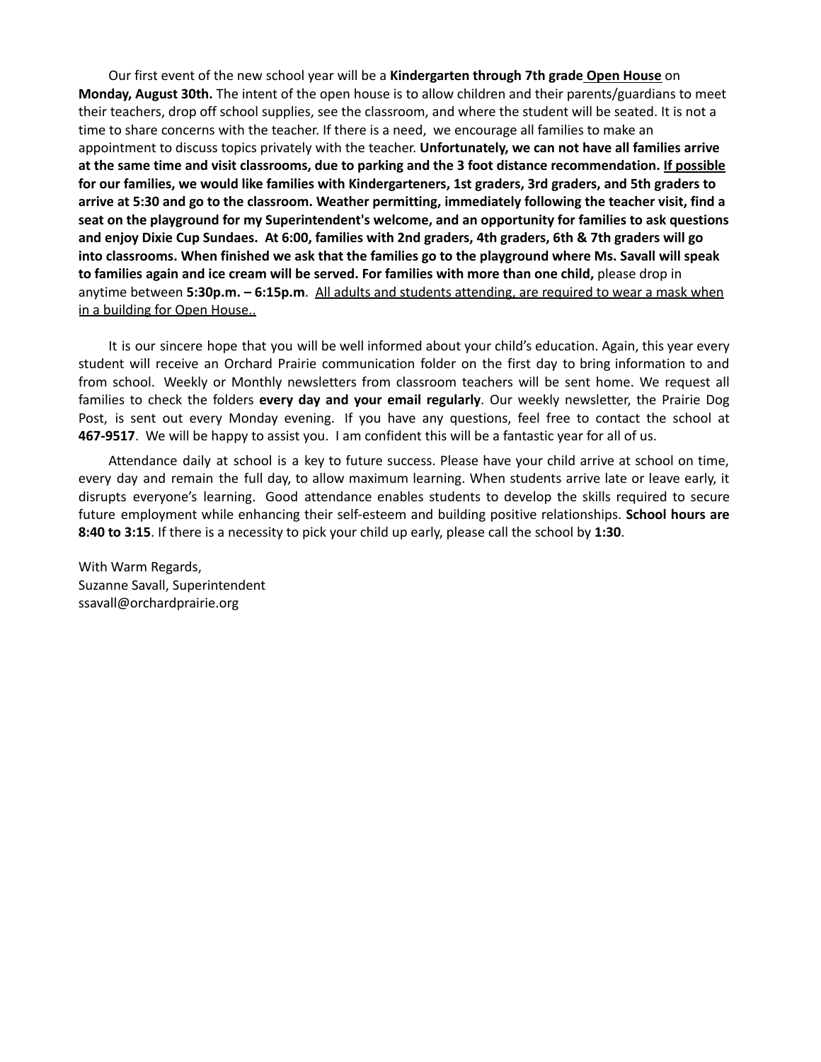Our first event of the new school year will be a **Kindergarten through 7th grade <u>Open House</u>** on **Monday, August 30th.** The intent of the open house is to allow children and their parents/guardians to meet their teachers, drop off school supplies, see the classroom, and where the student will be seated. It is not a time to share concerns with the teacher. If there is a need, we encourage all families to make an appointment to discuss topics privately with the teacher. **Unfortunately, we can not have all families arrive at the same time and visit classrooms, due to parking and the 3 foot distance recommendation. <u>If possible</u> for our families, we would like families with Kindergarteners, 1st graders, 3rd graders, and 5th graders to arrive at 5:30 and go to the classroom. Weather permitting, immediately following the teacher visit, find a seat on the playground for my Superintendent's welcome, and an opportunity for families to ask questions and enjoy Dixie Cup Sundaes. At 6:00, families with 2nd graders, 4th graders, 6th & 7th graders will go into classrooms. When finished we ask that the families go to the playground where Ms. Savall will speak to families again and ice cream will be served. For families with more than one child,** please drop in anytime between **5:30p.m. – 6:15p.m**. <u>All adults and students attending, are required to wear a mask when in a building for Open House..</u>

It is our sincere hope that you will be well informed about your child's education. Again, this year every student will receive an Orchard Prairie communication folder on the first day to bring information to and from school. Weekly or Monthly newsletters from classroom teachers will be sent home. We request all families to check the folders **every day and your email regularly**. Our weekly newsletter, the Prairie Dog Post, is sent out every Monday evening. If you have any questions, feel free to contact the school at **467-9517**. We will be happy to assist you. I am confident this will be a fantastic year for all of us.

Attendance daily at school is a key to future success. Please have your child arrive at school on time, every day and remain the full day, to allow maximum learning. When students arrive late or leave early, it disrupts everyone's learning. Good attendance enables students to develop the skills required to secure future employment while enhancing their self-esteem and building positive relationships. **School hours are 8:40 to 3:15**. If there is a necessity to pick your child up early, please call the school by **1:30**.

With Warm Regards,
Suzanne Savall, Superintendent
ssavall@orchardprairie.org